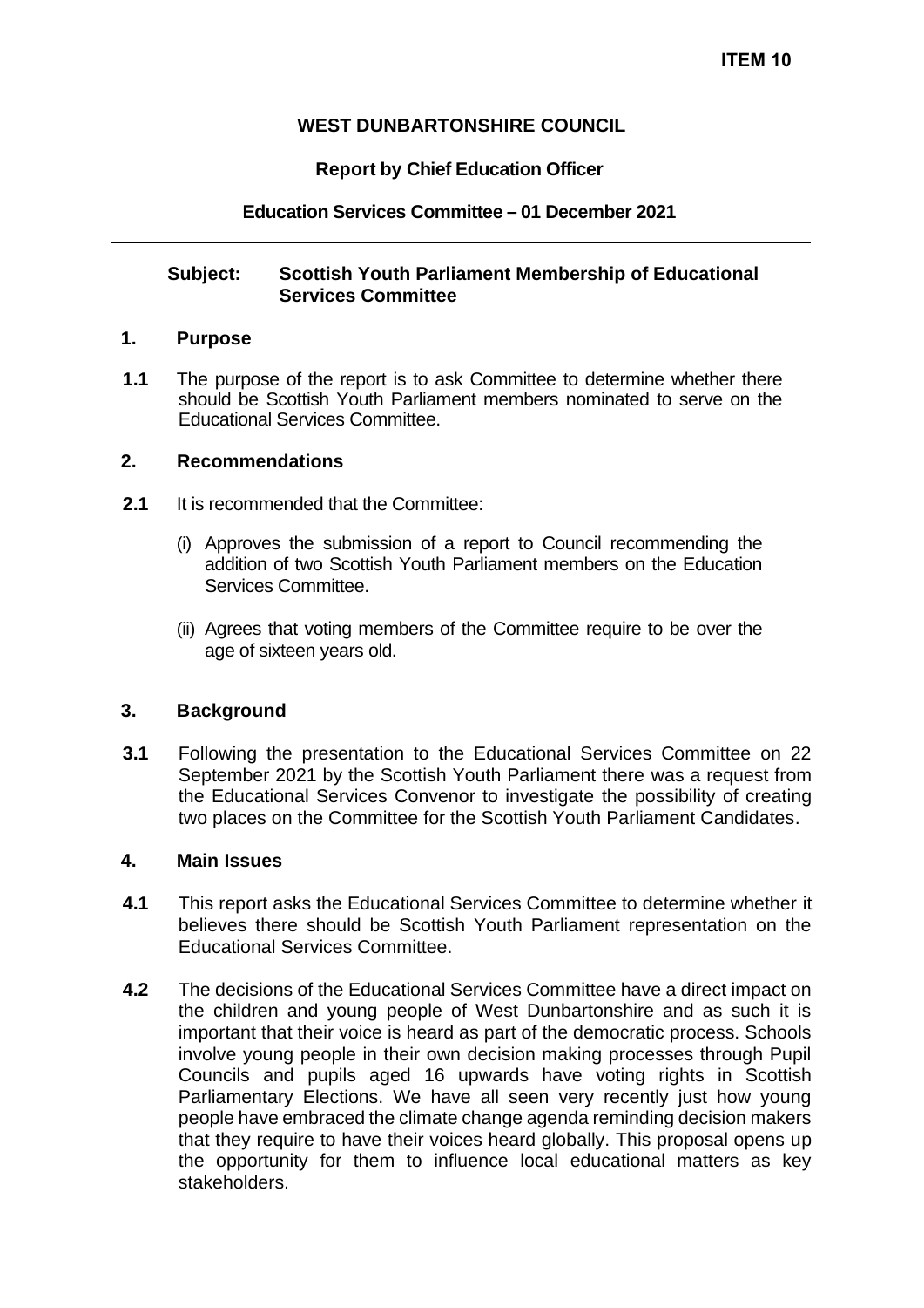**ITEM 10**

# WEST DUNBARTONSHIRE COUNCIL

**Report by Chief Education Officer**

**Education Services Committee – 01 December 2021**

---

**Subject: Scottish Youth Parliament Membership of Educational Services Committee**

## 1. Purpose

**1.1** The purpose of the report is to ask Committee to determine whether there should be Scottish Youth Parliament members nominated to serve on the Educational Services Committee.

## 2. Recommendations

**2.1** It is recommended that the Committee:

(i) Approves the submission of a report to Council recommending the addition of two Scottish Youth Parliament members on the Education Services Committee.

(ii) Agrees that voting members of the Committee require to be over the age of sixteen years old.

## 3. Background

**3.1** Following the presentation to the Educational Services Committee on 22 September 2021 by the Scottish Youth Parliament there was a request from the Educational Services Convenor to investigate the possibility of creating two places on the Committee for the Scottish Youth Parliament Candidates.

## 4. Main Issues

**4.1** This report asks the Educational Services Committee to determine whether it believes there should be Scottish Youth Parliament representation on the Educational Services Committee.

**4.2** The decisions of the Educational Services Committee have a direct impact on the children and young people of West Dunbartonshire and as such it is important that their voice is heard as part of the democratic process. Schools involve young people in their own decision making processes through Pupil Councils and pupils aged 16 upwards have voting rights in Scottish Parliamentary Elections. We have all seen very recently just how young people have embraced the climate change agenda reminding decision makers that they require to have their voices heard globally. This proposal opens up the opportunity for them to influence local educational matters as key stakeholders.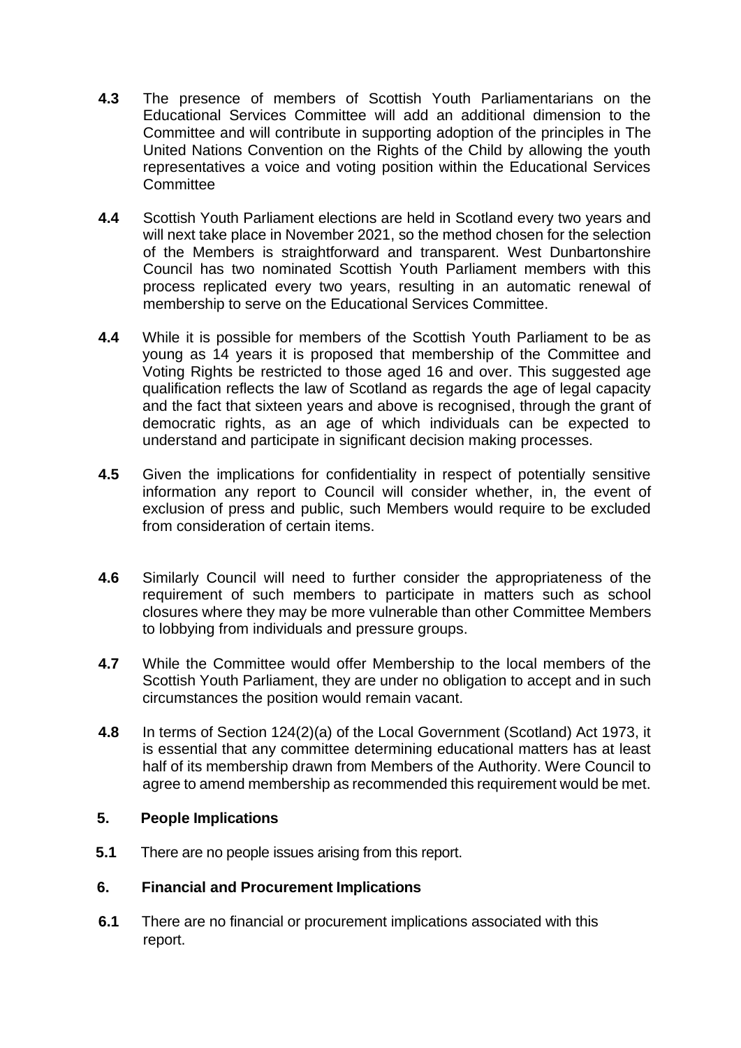**4.3** The presence of members of Scottish Youth Parliamentarians on the Educational Services Committee will add an additional dimension to the Committee and will contribute in supporting adoption of the principles in The United Nations Convention on the Rights of the Child by allowing the youth representatives a voice and voting position within the Educational Services Committee

**4.4** Scottish Youth Parliament elections are held in Scotland every two years and will next take place in November 2021, so the method chosen for the selection of the Members is straightforward and transparent. West Dunbartonshire Council has two nominated Scottish Youth Parliament members with this process replicated every two years, resulting in an automatic renewal of membership to serve on the Educational Services Committee.

**4.4** While it is possible for members of the Scottish Youth Parliament to be as young as 14 years it is proposed that membership of the Committee and Voting Rights be restricted to those aged 16 and over. This suggested age qualification reflects the law of Scotland as regards the age of legal capacity and the fact that sixteen years and above is recognised, through the grant of democratic rights, as an age of which individuals can be expected to understand and participate in significant decision making processes.

**4.5** Given the implications for confidentiality in respect of potentially sensitive information any report to Council will consider whether, in, the event of exclusion of press and public, such Members would require to be excluded from consideration of certain items.

**4.6** Similarly Council will need to further consider the appropriateness of the requirement of such members to participate in matters such as school closures where they may be more vulnerable than other Committee Members to lobbying from individuals and pressure groups.

**4.7** While the Committee would offer Membership to the local members of the Scottish Youth Parliament, they are under no obligation to accept and in such circumstances the position would remain vacant.

**4.8** In terms of Section 124(2)(a) of the Local Government (Scotland) Act 1973, it is essential that any committee determining educational matters has at least half of its membership drawn from Members of the Authority. Were Council to agree to amend membership as recommended this requirement would be met.

## 5. People Implications

**5.1** There are no people issues arising from this report.

## 6. Financial and Procurement Implications

**6.1** There are no financial or procurement implications associated with this report.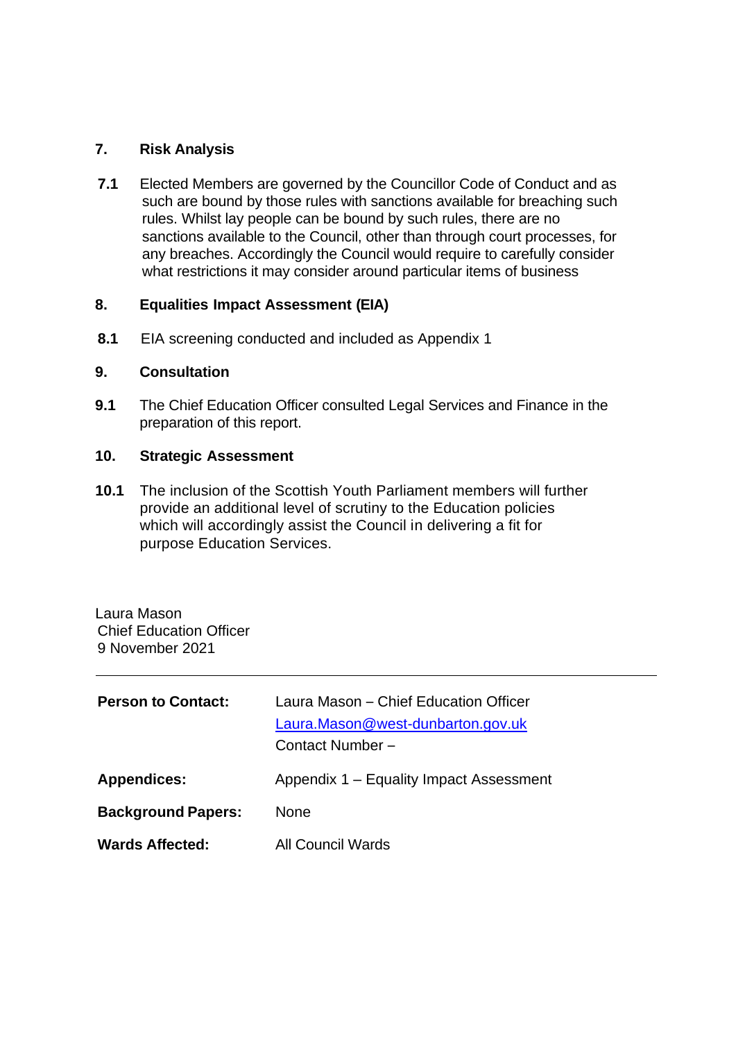## 7. Risk Analysis

**7.1** Elected Members are governed by the Councillor Code of Conduct and as such are bound by those rules with sanctions available for breaching such rules. Whilst lay people can be bound by such rules, there are no sanctions available to the Council, other than through court processes, for any breaches. Accordingly the Council would require to carefully consider what restrictions it may consider around particular items of business

## 8. Equalities Impact Assessment (EIA)

**8.1** EIA screening conducted and included as Appendix 1

## 9. Consultation

**9.1** The Chief Education Officer consulted Legal Services and Finance in the preparation of this report.

## 10. Strategic Assessment

**10.1** The inclusion of the Scottish Youth Parliament members will further provide an additional level of scrutiny to the Education policies which will accordingly assist the Council in delivering a fit for purpose Education Services.

Laura Mason
Chief Education Officer
9 November 2021

---

| | |
|---|---|
| **Person to Contact:** | Laura Mason – Chief Education Officer<br>Laura.Mason@west-dunbarton.gov.uk<br>Contact Number – |
| **Appendices:** | Appendix 1 – Equality Impact Assessment |
| **Background Papers:** | None |
| **Wards Affected:** | All Council Wards |